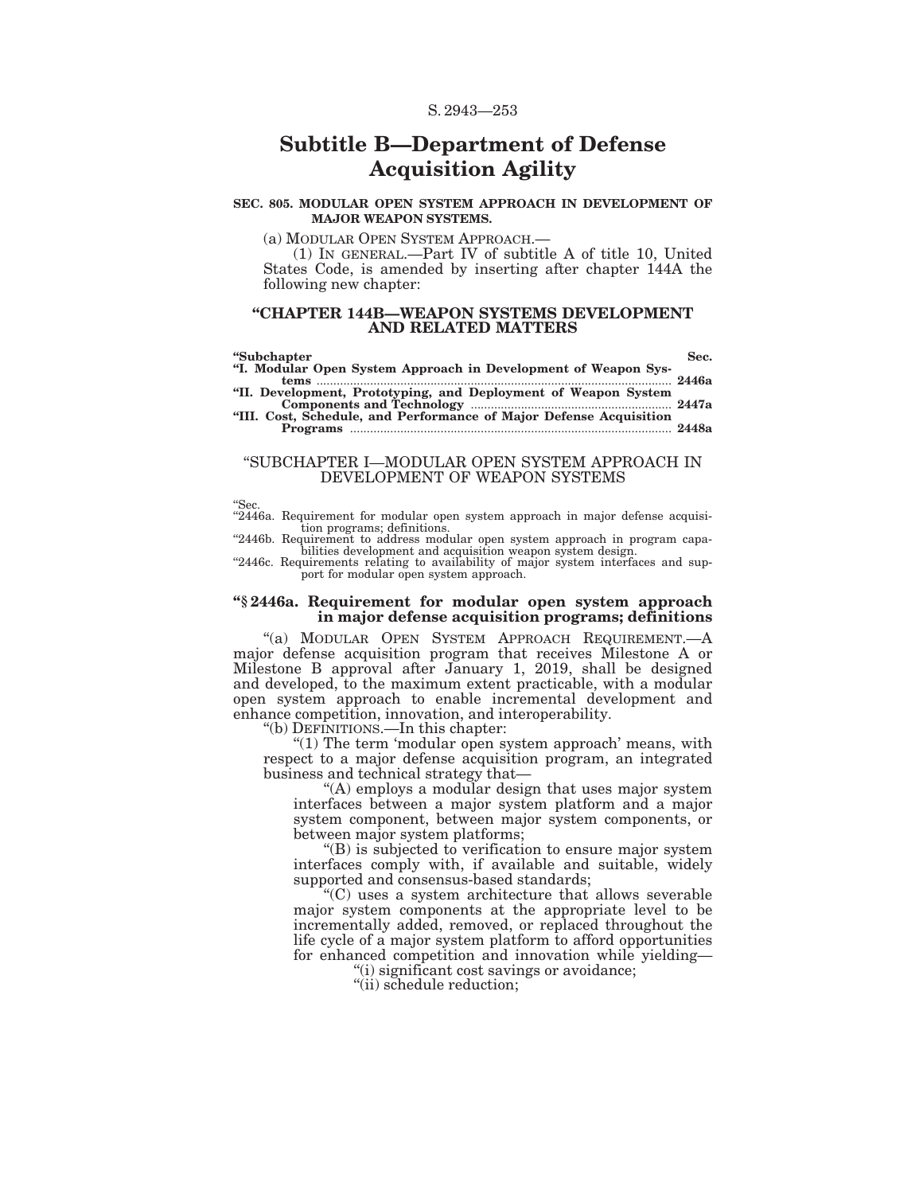# Subtitle B—Department of Defense Acquisition Agility

**SEC. 805. MODULAR OPEN SYSTEM APPROACH IN DEVELOPMENT OF MAJOR WEAPON SYSTEMS.**

(a) MODULAR OPEN SYSTEM APPROACH.—

(1) IN GENERAL.—Part IV of subtitle A of title 10, United States Code, is amended by inserting after chapter 144A the following new chapter:

## "CHAPTER 144B—WEAPON SYSTEMS DEVELOPMENT AND RELATED MATTERS

| "Subchapter | Sec. |
|---|---|
| "I. Modular Open System Approach in Development of Weapon Systems | 2446a |
| "II. Development, Prototyping, and Deployment of Weapon System Components and Technology | 2447a |
| "III. Cost, Schedule, and Performance of Major Defense Acquisition Programs | 2448a |

### "SUBCHAPTER I—MODULAR OPEN SYSTEM APPROACH IN DEVELOPMENT OF WEAPON SYSTEMS

"Sec.

"2446a. Requirement for modular open system approach in major defense acquisition programs; definitions.

"2446b. Requirement to address modular open system approach in program capabilities development and acquisition weapon system design.

"2446c. Requirements relating to availability of major system interfaces and support for modular open system approach.

#### "§ 2446a. Requirement for modular open system approach in major defense acquisition programs; definitions

"(a) MODULAR OPEN SYSTEM APPROACH REQUIREMENT.—A major defense acquisition program that receives Milestone A or Milestone B approval after January 1, 2019, shall be designed and developed, to the maximum extent practicable, with a modular open system approach to enable incremental development and enhance competition, innovation, and interoperability.

"(b) DEFINITIONS.—In this chapter:

"(1) The term 'modular open system approach' means, with respect to a major defense acquisition program, an integrated business and technical strategy that—

"(A) employs a modular design that uses major system interfaces between a major system platform and a major system component, between major system components, or between major system platforms;

"(B) is subjected to verification to ensure major system interfaces comply with, if available and suitable, widely supported and consensus-based standards;

"(C) uses a system architecture that allows severable major system components at the appropriate level to be incrementally added, removed, or replaced throughout the life cycle of a major system platform to afford opportunities for enhanced competition and innovation while yielding—

"(i) significant cost savings or avoidance;

"(ii) schedule reduction;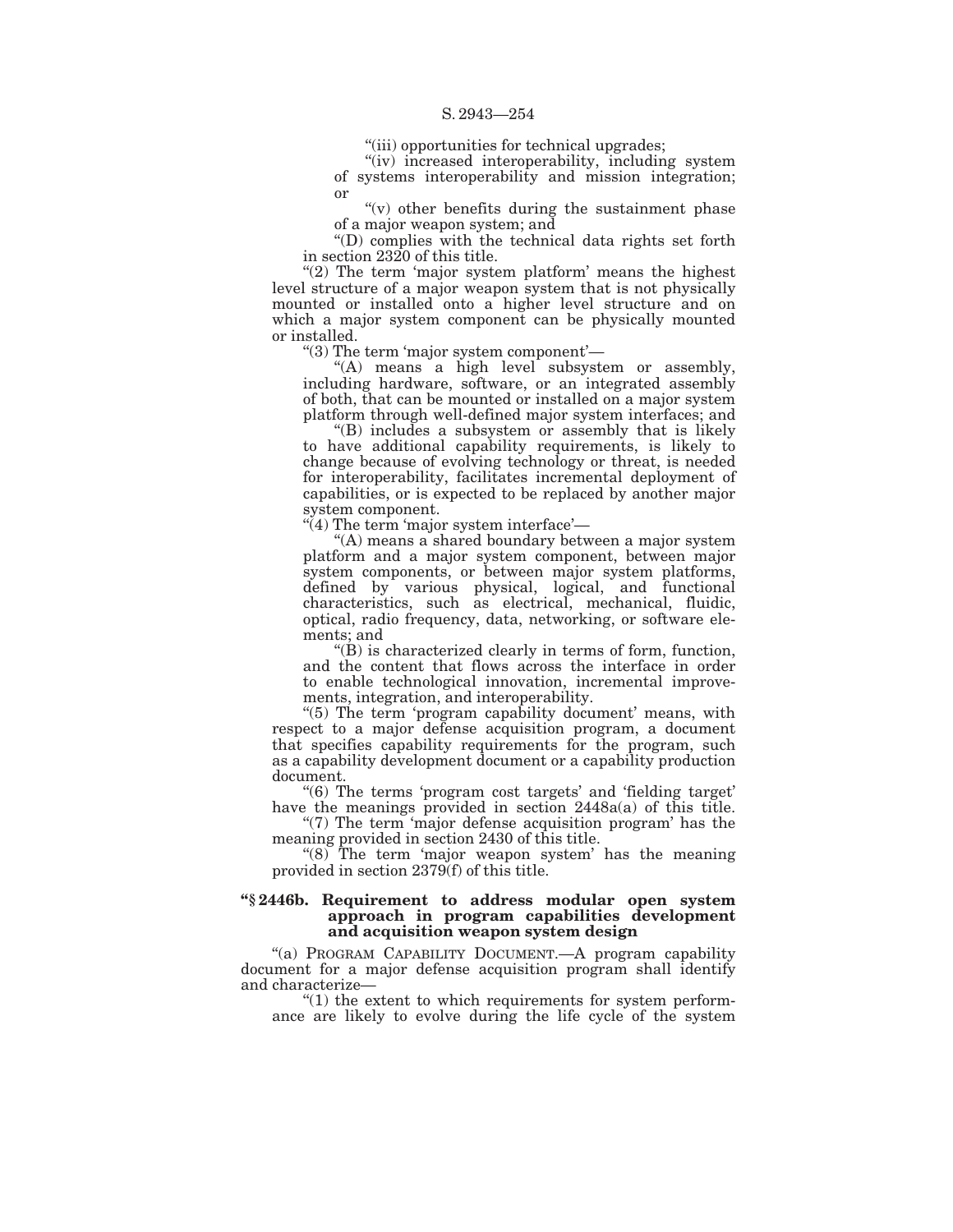"(iii) opportunities for technical upgrades;

"(iv) increased interoperability, including system of systems interoperability and mission integration; or

"(v) other benefits during the sustainment phase of a major weapon system; and

"(D) complies with the technical data rights set forth in section 2320 of this title.

"(2) The term 'major system platform' means the highest level structure of a major weapon system that is not physically mounted or installed onto a higher level structure and on which a major system component can be physically mounted or installed.

"(3) The term 'major system component'—

"(A) means a high level subsystem or assembly, including hardware, software, or an integrated assembly of both, that can be mounted or installed on a major system platform through well-defined major system interfaces; and

"(B) includes a subsystem or assembly that is likely to have additional capability requirements, is likely to change because of evolving technology or threat, is needed for interoperability, facilitates incremental deployment of capabilities, or is expected to be replaced by another major system component.

"(4) The term 'major system interface'—

"(A) means a shared boundary between a major system platform and a major system component, between major system components, or between major system platforms, defined by various physical, logical, and functional characteristics, such as electrical, mechanical, fluidic, optical, radio frequency, data, networking, or software elements; and

"(B) is characterized clearly in terms of form, function, and the content that flows across the interface in order to enable technological innovation, incremental improvements, integration, and interoperability.

"(5) The term 'program capability document' means, with respect to a major defense acquisition program, a document that specifies capability requirements for the program, such as a capability development document or a capability production document.

"(6) The terms 'program cost targets' and 'fielding target' have the meanings provided in section 2448a(a) of this title.

"(7) The term 'major defense acquisition program' has the meaning provided in section 2430 of this title.

"(8) The term 'major weapon system' has the meaning provided in section 2379(f) of this title.

**"§ 2446b. Requirement to address modular open system approach in program capabilities development and acquisition weapon system design**

"(a) PROGRAM CAPABILITY DOCUMENT.—A program capability document for a major defense acquisition program shall identify and characterize—

"(1) the extent to which requirements for system performance are likely to evolve during the life cycle of the system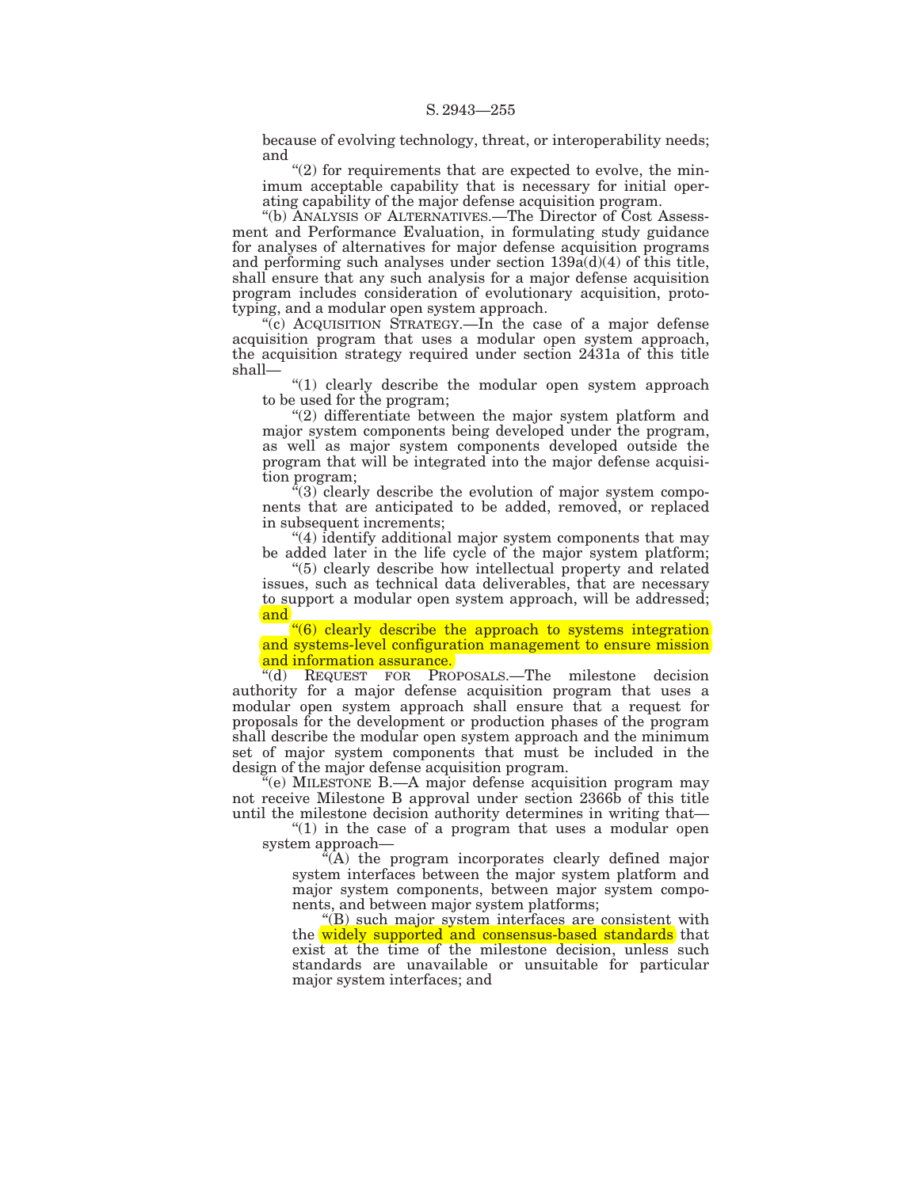because of evolving technology, threat, or interoperability needs; and

"(2) for requirements that are expected to evolve, the minimum acceptable capability that is necessary for initial operating capability of the major defense acquisition program.

"(b) ANALYSIS OF ALTERNATIVES.—The Director of Cost Assessment and Performance Evaluation, in formulating study guidance for analyses of alternatives for major defense acquisition programs and performing such analyses under section 139a(d)(4) of this title, shall ensure that any such analysis for a major defense acquisition program includes consideration of evolutionary acquisition, prototyping, and a modular open system approach.

"(c) ACQUISITION STRATEGY.—In the case of a major defense acquisition program that uses a modular open system approach, the acquisition strategy required under section 2431a of this title shall—

"(1) clearly describe the modular open system approach to be used for the program;

"(2) differentiate between the major system platform and major system components being developed under the program, as well as major system components developed outside the program that will be integrated into the major defense acquisition program;

"(3) clearly describe the evolution of major system components that are anticipated to be added, removed, or replaced in subsequent increments;

"(4) identify additional major system components that may be added later in the life cycle of the major system platform;

"(5) clearly describe how intellectual property and related issues, such as technical data deliverables, that are necessary to support a modular open system approach, will be addressed; and

"(6) clearly describe the approach to systems integration and systems-level configuration management to ensure mission and information assurance.

"(d) REQUEST FOR PROPOSALS.—The milestone decision authority for a major defense acquisition program that uses a modular open system approach shall ensure that a request for proposals for the development or production phases of the program shall describe the modular open system approach and the minimum set of major system components that must be included in the design of the major defense acquisition program.

"(e) MILESTONE B.—A major defense acquisition program may not receive Milestone B approval under section 2366b of this title until the milestone decision authority determines in writing that—

"(1) in the case of a program that uses a modular open system approach—

"(A) the program incorporates clearly defined major system interfaces between the major system platform and major system components, between major system components, and between major system platforms;

"(B) such major system interfaces are consistent with the widely supported and consensus-based standards that exist at the time of the milestone decision, unless such standards are unavailable or unsuitable for particular major system interfaces; and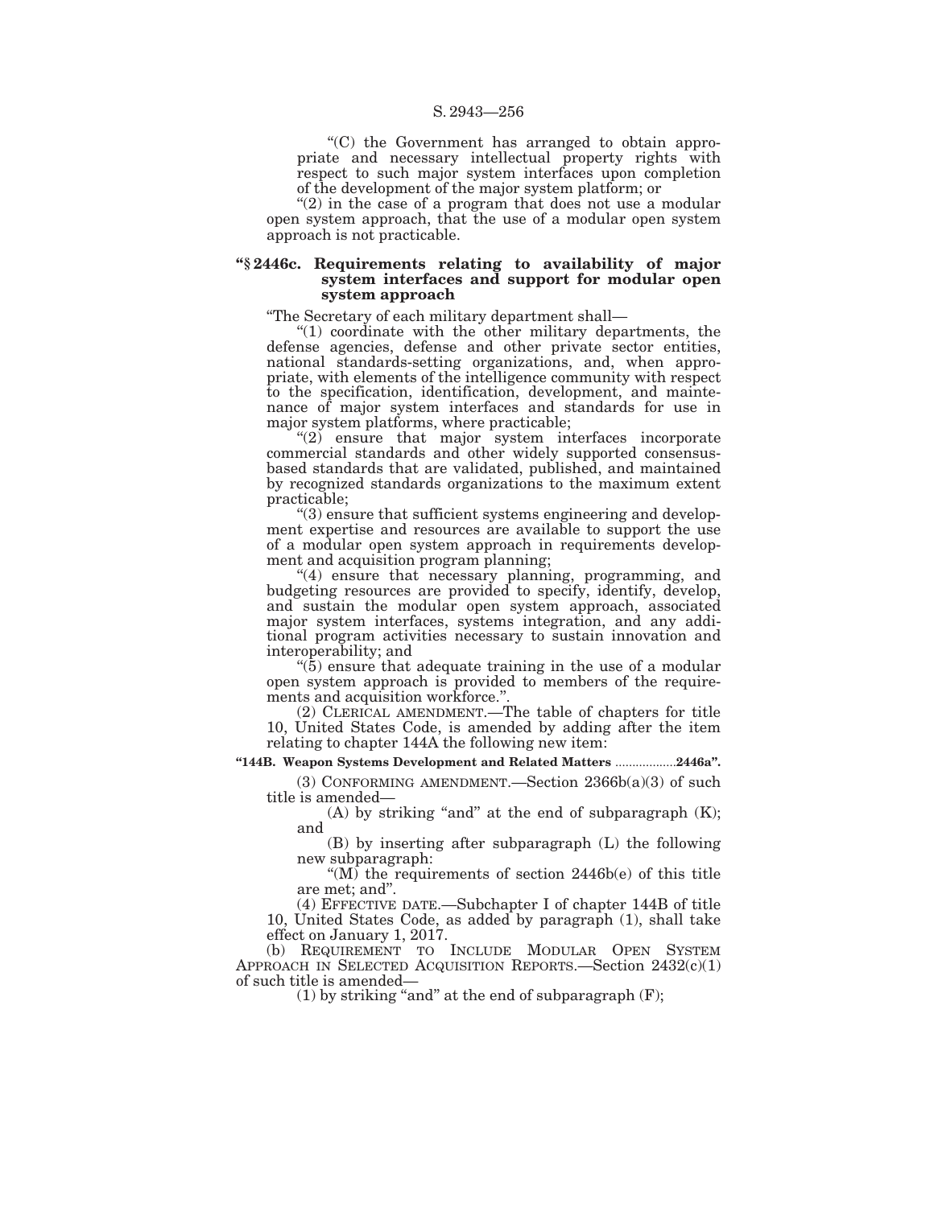"(C) the Government has arranged to obtain appropriate and necessary intellectual property rights with respect to such major system interfaces upon completion of the development of the major system platform; or

"(2) in the case of a program that does not use a modular open system approach, that the use of a modular open system approach is not practicable.

### "§ 2446c. Requirements relating to availability of major system interfaces and support for modular open system approach

"The Secretary of each military department shall—

"(1) coordinate with the other military departments, the defense agencies, defense and other private sector entities, national standards-setting organizations, and, when appropriate, with elements of the intelligence community with respect to the specification, identification, development, and maintenance of major system interfaces and standards for use in major system platforms, where practicable;

"(2) ensure that major system interfaces incorporate commercial standards and other widely supported consensus-based standards that are validated, published, and maintained by recognized standards organizations to the maximum extent practicable;

"(3) ensure that sufficient systems engineering and development expertise and resources are available to support the use of a modular open system approach in requirements development and acquisition program planning;

"(4) ensure that necessary planning, programming, and budgeting resources are provided to specify, identify, develop, and sustain the modular open system approach, associated major system interfaces, systems integration, and any additional program activities necessary to sustain innovation and interoperability; and

"(5) ensure that adequate training in the use of a modular open system approach is provided to members of the requirements and acquisition workforce.".

(2) CLERICAL AMENDMENT.—The table of chapters for title 10, United States Code, is amended by adding after the item relating to chapter 144A the following new item:

**"144B. Weapon Systems Development and Related Matters ..................2446a".**

(3) CONFORMING AMENDMENT.—Section 2366b(a)(3) of such title is amended—

(A) by striking "and" at the end of subparagraph (K); and

(B) by inserting after subparagraph (L) the following new subparagraph:

"(M) the requirements of section 2446b(e) of this title are met; and".

(4) EFFECTIVE DATE.—Subchapter I of chapter 144B of title 10, United States Code, as added by paragraph (1), shall take effect on January 1, 2017.

(b) REQUIREMENT TO INCLUDE MODULAR OPEN SYSTEM APPROACH IN SELECTED ACQUISITION REPORTS.—Section 2432(c)(1) of such title is amended—

(1) by striking "and" at the end of subparagraph (F);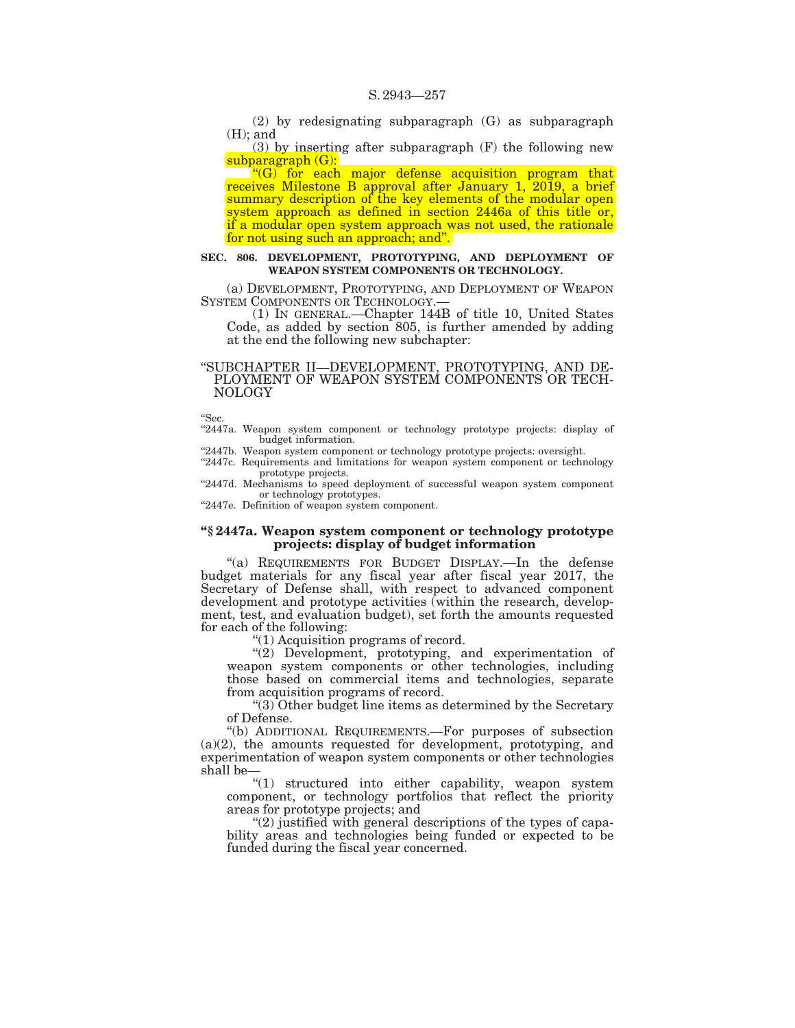(2) by redesignating subparagraph (G) as subparagraph (H); and

(3) by inserting after subparagraph (F) the following new subparagraph (G):

"(G) for each major defense acquisition program that receives Milestone B approval after January 1, 2019, a brief summary description of the key elements of the modular open system approach as defined in section 2446a of this title or, if a modular open system approach was not used, the rationale for not using such an approach; and".

**SEC. 806. DEVELOPMENT, PROTOTYPING, AND DEPLOYMENT OF WEAPON SYSTEM COMPONENTS OR TECHNOLOGY.**

(a) DEVELOPMENT, PROTOTYPING, AND DEPLOYMENT OF WEAPON SYSTEM COMPONENTS OR TECHNOLOGY.—

(1) IN GENERAL.—Chapter 144B of title 10, United States Code, as added by section 805, is further amended by adding at the end the following new subchapter:

"SUBCHAPTER II—DEVELOPMENT, PROTOTYPING, AND DEPLOYMENT OF WEAPON SYSTEM COMPONENTS OR TECHNOLOGY

"Sec.

"2447a. Weapon system component or technology prototype projects: display of budget information.

"2447b. Weapon system component or technology prototype projects: oversight.

"2447c. Requirements and limitations for weapon system component or technology prototype projects.

"2447d. Mechanisms to speed deployment of successful weapon system component or technology prototypes.

"2447e. Definition of weapon system component.

**"§ 2447a. Weapon system component or technology prototype projects: display of budget information**

"(a) REQUIREMENTS FOR BUDGET DISPLAY.—In the defense budget materials for any fiscal year after fiscal year 2017, the Secretary of Defense shall, with respect to advanced component development and prototype activities (within the research, development, test, and evaluation budget), set forth the amounts requested for each of the following:

"(1) Acquisition programs of record.

"(2) Development, prototyping, and experimentation of weapon system components or other technologies, including those based on commercial items and technologies, separate from acquisition programs of record.

"(3) Other budget line items as determined by the Secretary of Defense.

"(b) ADDITIONAL REQUIREMENTS.—For purposes of subsection (a)(2), the amounts requested for development, prototyping, and experimentation of weapon system components or other technologies shall be—

"(1) structured into either capability, weapon system component, or technology portfolios that reflect the priority areas for prototype projects; and

"(2) justified with general descriptions of the types of capability areas and technologies being funded or expected to be funded during the fiscal year concerned.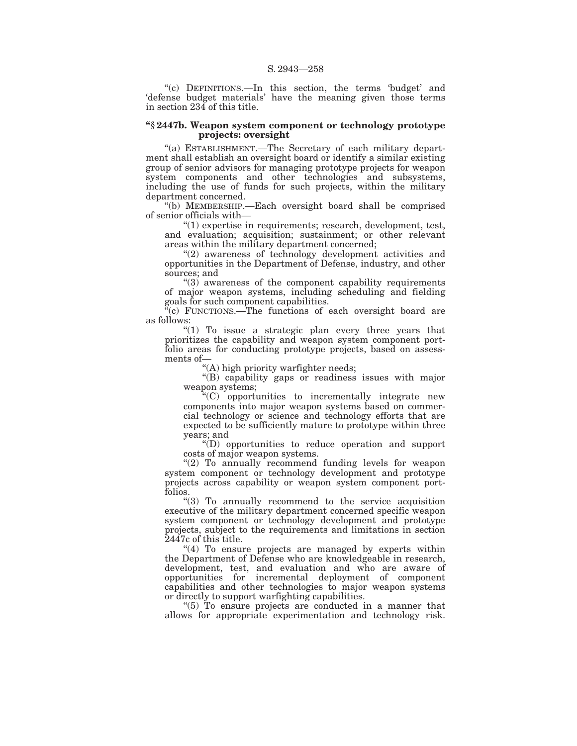"(c) DEFINITIONS.—In this section, the terms 'budget' and 'defense budget materials' have the meaning given those terms in section 234 of this title.

**"§ 2447b. Weapon system component or technology prototype projects: oversight**

"(a) ESTABLISHMENT.—The Secretary of each military department shall establish an oversight board or identify a similar existing group of senior advisors for managing prototype projects for weapon system components and other technologies and subsystems, including the use of funds for such projects, within the military department concerned.

"(b) MEMBERSHIP.—Each oversight board shall be comprised of senior officials with—

"(1) expertise in requirements; research, development, test, and evaluation; acquisition; sustainment; or other relevant areas within the military department concerned;

"(2) awareness of technology development activities and opportunities in the Department of Defense, industry, and other sources; and

"(3) awareness of the component capability requirements of major weapon systems, including scheduling and fielding goals for such component capabilities.

"(c) FUNCTIONS.—The functions of each oversight board are as follows:

"(1) To issue a strategic plan every three years that prioritizes the capability and weapon system component portfolio areas for conducting prototype projects, based on assessments of—

"(A) high priority warfighter needs;

"(B) capability gaps or readiness issues with major weapon systems;

"(C) opportunities to incrementally integrate new components into major weapon systems based on commercial technology or science and technology efforts that are expected to be sufficiently mature to prototype within three years; and

"(D) opportunities to reduce operation and support costs of major weapon systems.

"(2) To annually recommend funding levels for weapon system component or technology development and prototype projects across capability or weapon system component portfolios.

"(3) To annually recommend to the service acquisition executive of the military department concerned specific weapon system component or technology development and prototype projects, subject to the requirements and limitations in section 2447c of this title.

"(4) To ensure projects are managed by experts within the Department of Defense who are knowledgeable in research, development, test, and evaluation and who are aware of opportunities for incremental deployment of component capabilities and other technologies to major weapon systems or directly to support warfighting capabilities.

"(5) To ensure projects are conducted in a manner that allows for appropriate experimentation and technology risk.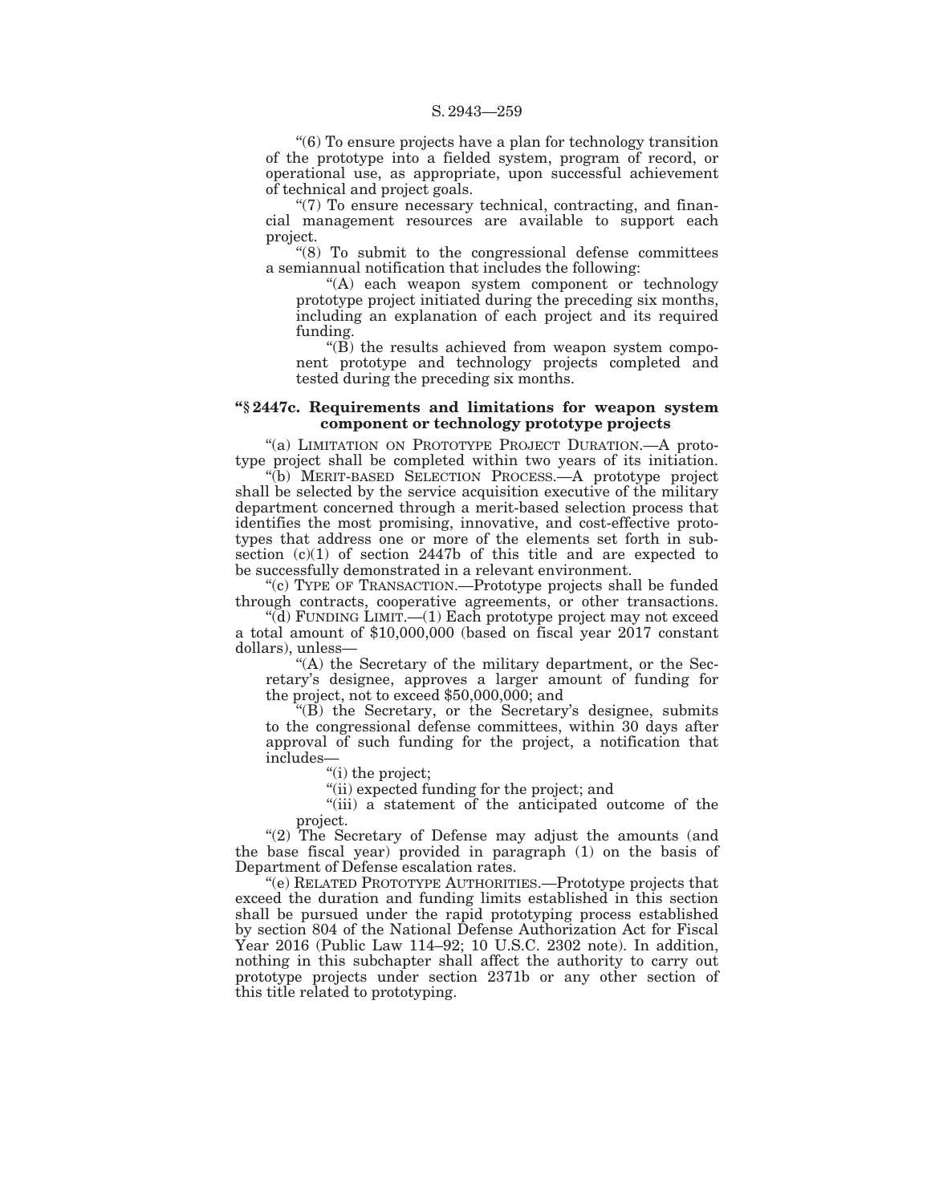"(6) To ensure projects have a plan for technology transition of the prototype into a fielded system, program of record, or operational use, as appropriate, upon successful achievement of technical and project goals.

"(7) To ensure necessary technical, contracting, and financial management resources are available to support each project.

"(8) To submit to the congressional defense committees a semiannual notification that includes the following:

"(A) each weapon system component or technology prototype project initiated during the preceding six months, including an explanation of each project and its required funding.

"(B) the results achieved from weapon system component prototype and technology projects completed and tested during the preceding six months.

### "§ 2447c. Requirements and limitations for weapon system component or technology prototype projects

"(a) LIMITATION ON PROTOTYPE PROJECT DURATION.—A prototype project shall be completed within two years of its initiation.

"(b) MERIT-BASED SELECTION PROCESS.—A prototype project shall be selected by the service acquisition executive of the military department concerned through a merit-based selection process that identifies the most promising, innovative, and cost-effective prototypes that address one or more of the elements set forth in subsection (c)(1) of section 2447b of this title and are expected to be successfully demonstrated in a relevant environment.

"(c) TYPE OF TRANSACTION.—Prototype projects shall be funded through contracts, cooperative agreements, or other transactions.

"(d) FUNDING LIMIT.—(1) Each prototype project may not exceed a total amount of $10,000,000 (based on fiscal year 2017 constant dollars), unless—

"(A) the Secretary of the military department, or the Secretary's designee, approves a larger amount of funding for the project, not to exceed $50,000,000; and

"(B) the Secretary, or the Secretary's designee, submits to the congressional defense committees, within 30 days after approval of such funding for the project, a notification that includes—

"(i) the project;

"(ii) expected funding for the project; and

"(iii) a statement of the anticipated outcome of the project.

"(2) The Secretary of Defense may adjust the amounts (and the base fiscal year) provided in paragraph (1) on the basis of Department of Defense escalation rates.

"(e) RELATED PROTOTYPE AUTHORITIES.—Prototype projects that exceed the duration and funding limits established in this section shall be pursued under the rapid prototyping process established by section 804 of the National Defense Authorization Act for Fiscal Year 2016 (Public Law 114–92; 10 U.S.C. 2302 note). In addition, nothing in this subchapter shall affect the authority to carry out prototype projects under section 2371b or any other section of this title related to prototyping.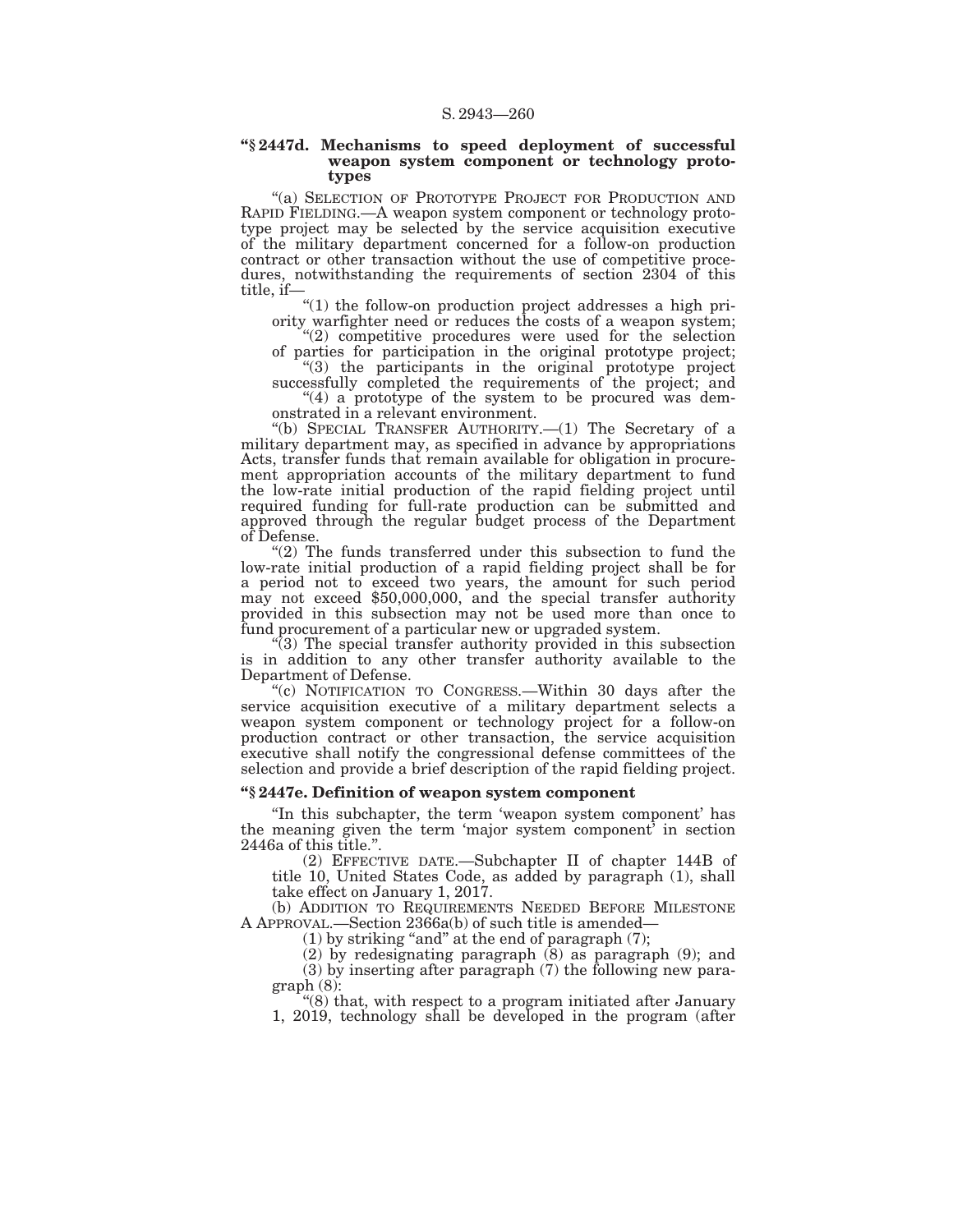**"§ 2447d. Mechanisms to speed deployment of successful weapon system component or technology prototypes**

"(a) SELECTION OF PROTOTYPE PROJECT FOR PRODUCTION AND RAPID FIELDING.—A weapon system component or technology prototype project may be selected by the service acquisition executive of the military department concerned for a follow-on production contract or other transaction without the use of competitive procedures, notwithstanding the requirements of section 2304 of this title, if—

"(1) the follow-on production project addresses a high priority warfighter need or reduces the costs of a weapon system;

"(2) competitive procedures were used for the selection of parties for participation in the original prototype project;

"(3) the participants in the original prototype project successfully completed the requirements of the project; and

"(4) a prototype of the system to be procured was demonstrated in a relevant environment.

"(b) SPECIAL TRANSFER AUTHORITY.—(1) The Secretary of a military department may, as specified in advance by appropriations Acts, transfer funds that remain available for obligation in procurement appropriation accounts of the military department to fund the low-rate initial production of the rapid fielding project until required funding for full-rate production can be submitted and approved through the regular budget process of the Department of Defense.

"(2) The funds transferred under this subsection to fund the low-rate initial production of a rapid fielding project shall be for a period not to exceed two years, the amount for such period may not exceed $50,000,000, and the special transfer authority provided in this subsection may not be used more than once to fund procurement of a particular new or upgraded system.

"(3) The special transfer authority provided in this subsection is in addition to any other transfer authority available to the Department of Defense.

"(c) NOTIFICATION TO CONGRESS.—Within 30 days after the service acquisition executive of a military department selects a weapon system component or technology project for a follow-on production contract or other transaction, the service acquisition executive shall notify the congressional defense committees of the selection and provide a brief description of the rapid fielding project.

**"§ 2447e. Definition of weapon system component**

"In this subchapter, the term 'weapon system component' has the meaning given the term 'major system component' in section 2446a of this title.".

(2) EFFECTIVE DATE.—Subchapter II of chapter 144B of title 10, United States Code, as added by paragraph (1), shall take effect on January 1, 2017.

(b) ADDITION TO REQUIREMENTS NEEDED BEFORE MILESTONE A APPROVAL.—Section 2366a(b) of such title is amended—

(1) by striking "and" at the end of paragraph (7);

(2) by redesignating paragraph (8) as paragraph (9); and

(3) by inserting after paragraph (7) the following new paragraph (8):

"(8) that, with respect to a program initiated after January 1, 2019, technology shall be developed in the program (after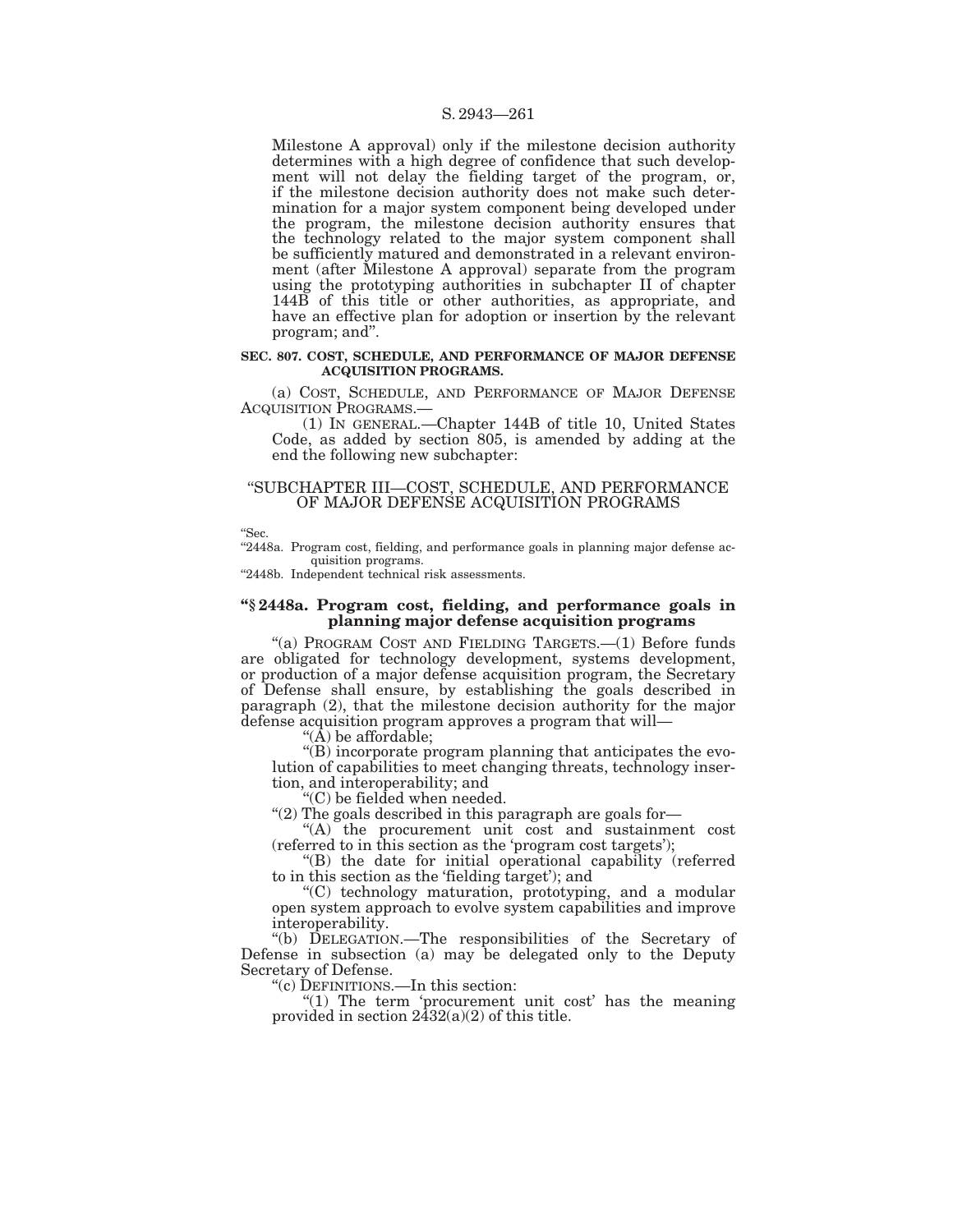Milestone A approval) only if the milestone decision authority determines with a high degree of confidence that such development will not delay the fielding target of the program, or, if the milestone decision authority does not make such determination for a major system component being developed under the program, the milestone decision authority ensures that the technology related to the major system component shall be sufficiently matured and demonstrated in a relevant environment (after Milestone A approval) separate from the program using the prototyping authorities in subchapter II of chapter 144B of this title or other authorities, as appropriate, and have an effective plan for adoption or insertion by the relevant program; and".

**SEC. 807. COST, SCHEDULE, AND PERFORMANCE OF MAJOR DEFENSE ACQUISITION PROGRAMS.**

(a) COST, SCHEDULE, AND PERFORMANCE OF MAJOR DEFENSE ACQUISITION PROGRAMS.—

(1) IN GENERAL.—Chapter 144B of title 10, United States Code, as added by section 805, is amended by adding at the end the following new subchapter:

"SUBCHAPTER III—COST, SCHEDULE, AND PERFORMANCE OF MAJOR DEFENSE ACQUISITION PROGRAMS

"Sec.

"2448a. Program cost, fielding, and performance goals in planning major defense acquisition programs.

"2448b. Independent technical risk assessments.

**"§ 2448a. Program cost, fielding, and performance goals in planning major defense acquisition programs**

"(a) PROGRAM COST AND FIELDING TARGETS.—(1) Before funds are obligated for technology development, systems development, or production of a major defense acquisition program, the Secretary of Defense shall ensure, by establishing the goals described in paragraph (2), that the milestone decision authority for the major defense acquisition program approves a program that will—

"(A) be affordable;

"(B) incorporate program planning that anticipates the evolution of capabilities to meet changing threats, technology insertion, and interoperability; and

"(C) be fielded when needed.

"(2) The goals described in this paragraph are goals for—

"(A) the procurement unit cost and sustainment cost (referred to in this section as the 'program cost targets');

"(B) the date for initial operational capability (referred to in this section as the 'fielding target'); and

"(C) technology maturation, prototyping, and a modular open system approach to evolve system capabilities and improve interoperability.

"(b) DELEGATION.—The responsibilities of the Secretary of Defense in subsection (a) may be delegated only to the Deputy Secretary of Defense.

"(c) DEFINITIONS.—In this section:

"(1) The term 'procurement unit cost' has the meaning provided in section 2432(a)(2) of this title.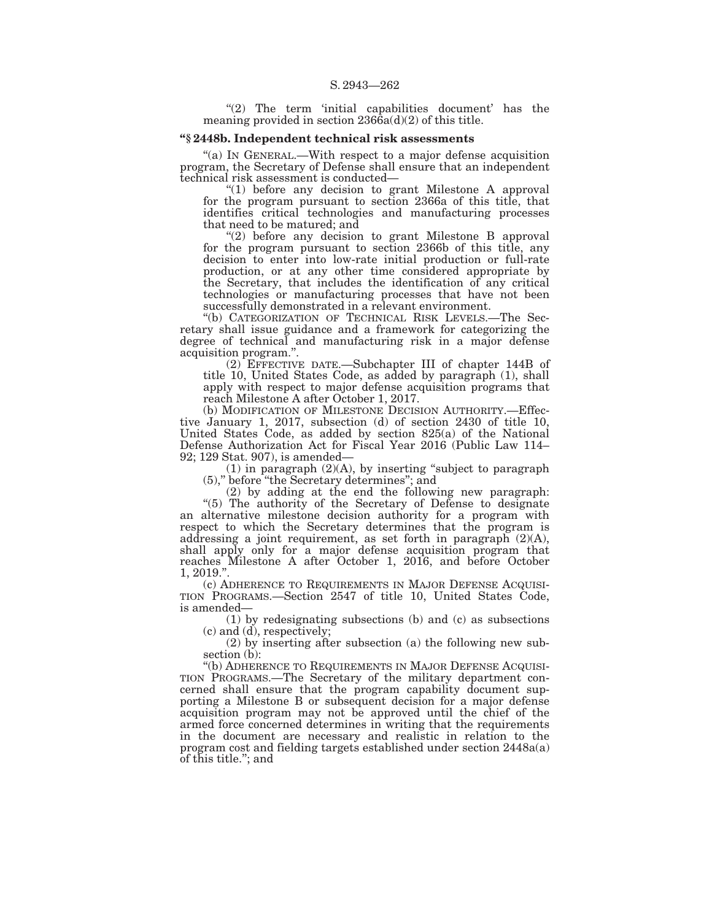"(2) The term 'initial capabilities document' has the meaning provided in section 2366a(d)(2) of this title.

**"§ 2448b. Independent technical risk assessments**

"(a) IN GENERAL.—With respect to a major defense acquisition program, the Secretary of Defense shall ensure that an independent technical risk assessment is conducted—

"(1) before any decision to grant Milestone A approval for the program pursuant to section 2366a of this title, that identifies critical technologies and manufacturing processes that need to be matured; and

"(2) before any decision to grant Milestone B approval for the program pursuant to section 2366b of this title, any decision to enter into low-rate initial production or full-rate production, or at any other time considered appropriate by the Secretary, that includes the identification of any critical technologies or manufacturing processes that have not been successfully demonstrated in a relevant environment.

"(b) CATEGORIZATION OF TECHNICAL RISK LEVELS.—The Secretary shall issue guidance and a framework for categorizing the degree of technical and manufacturing risk in a major defense acquisition program.".

(2) EFFECTIVE DATE.—Subchapter III of chapter 144B of title 10, United States Code, as added by paragraph (1), shall apply with respect to major defense acquisition programs that reach Milestone A after October 1, 2017.

(b) MODIFICATION OF MILESTONE DECISION AUTHORITY.—Effective January 1, 2017, subsection (d) of section 2430 of title 10, United States Code, as added by section 825(a) of the National Defense Authorization Act for Fiscal Year 2016 (Public Law 114–92; 129 Stat. 907), is amended—

(1) in paragraph (2)(A), by inserting "subject to paragraph (5)," before "the Secretary determines"; and

(2) by adding at the end the following new paragraph:

"(5) The authority of the Secretary of Defense to designate an alternative milestone decision authority for a program with respect to which the Secretary determines that the program is addressing a joint requirement, as set forth in paragraph (2)(A), shall apply only for a major defense acquisition program that reaches Milestone A after October 1, 2016, and before October 1, 2019.".

(c) ADHERENCE TO REQUIREMENTS IN MAJOR DEFENSE ACQUISITION PROGRAMS.—Section 2547 of title 10, United States Code, is amended—

(1) by redesignating subsections (b) and (c) as subsections (c) and (d), respectively;

(2) by inserting after subsection (a) the following new subsection (b):

"(b) ADHERENCE TO REQUIREMENTS IN MAJOR DEFENSE ACQUISITION PROGRAMS.—The Secretary of the military department concerned shall ensure that the program capability document supporting a Milestone B or subsequent decision for a major defense acquisition program may not be approved until the chief of the armed force concerned determines in writing that the requirements in the document are necessary and realistic in relation to the program cost and fielding targets established under section 2448a(a) of this title."; and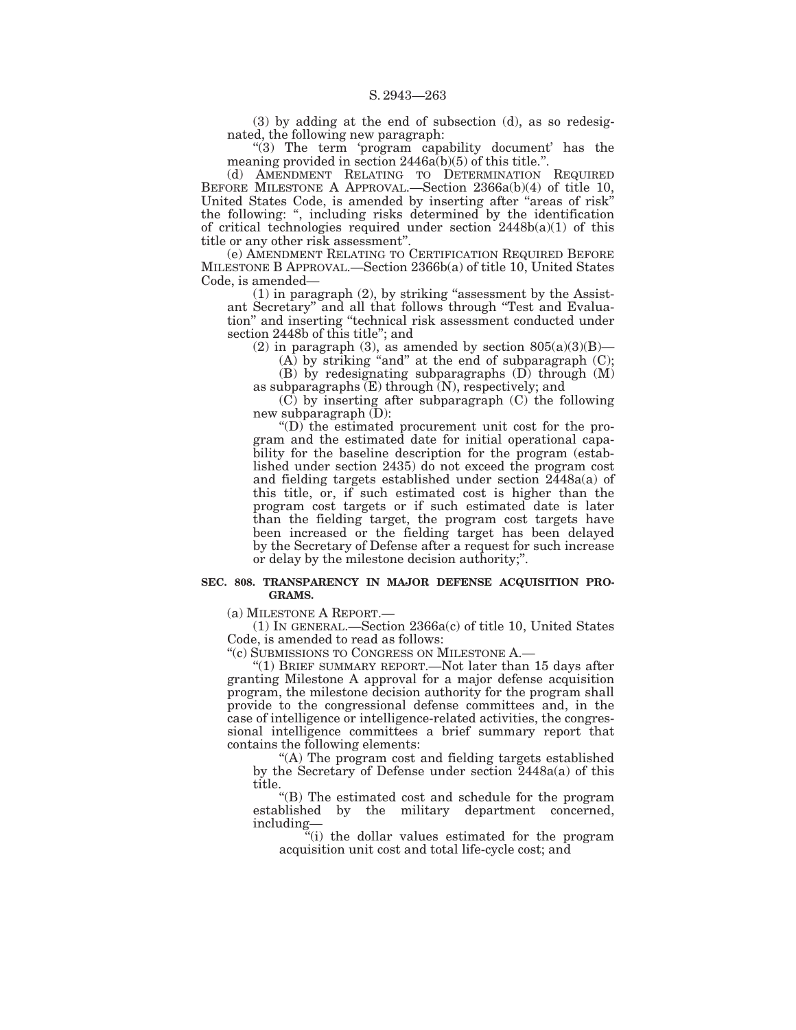(3) by adding at the end of subsection (d), as so redesignated, the following new paragraph:

"(3) The term 'program capability document' has the meaning provided in section 2446a(b)(5) of this title.".

(d) AMENDMENT RELATING TO DETERMINATION REQUIRED BEFORE MILESTONE A APPROVAL.—Section 2366a(b)(4) of title 10, United States Code, is amended by inserting after "areas of risk" the following: ", including risks determined by the identification of critical technologies required under section 2448b(a)(1) of this title or any other risk assessment".

(e) AMENDMENT RELATING TO CERTIFICATION REQUIRED BEFORE MILESTONE B APPROVAL.—Section 2366b(a) of title 10, United States Code, is amended—

(1) in paragraph (2), by striking "assessment by the Assistant Secretary" and all that follows through "Test and Evaluation" and inserting "technical risk assessment conducted under section 2448b of this title"; and

(2) in paragraph (3), as amended by section 805(a)(3)(B)—

(A) by striking "and" at the end of subparagraph (C);

(B) by redesignating subparagraphs (D) through (M) as subparagraphs (E) through (N), respectively; and

(C) by inserting after subparagraph (C) the following new subparagraph (D):

"(D) the estimated procurement unit cost for the program and the estimated date for initial operational capability for the baseline description for the program (established under section 2435) do not exceed the program cost and fielding targets established under section 2448a(a) of this title, or, if such estimated cost is higher than the program cost targets or if such estimated date is later than the fielding target, the program cost targets have been increased or the fielding target has been delayed by the Secretary of Defense after a request for such increase or delay by the milestone decision authority;".

**SEC. 808. TRANSPARENCY IN MAJOR DEFENSE ACQUISITION PROGRAMS.**

(a) MILESTONE A REPORT.—

(1) IN GENERAL.—Section 2366a(c) of title 10, United States Code, is amended to read as follows:

"(c) SUBMISSIONS TO CONGRESS ON MILESTONE A.—

"(1) BRIEF SUMMARY REPORT.—Not later than 15 days after granting Milestone A approval for a major defense acquisition program, the milestone decision authority for the program shall provide to the congressional defense committees and, in the case of intelligence or intelligence-related activities, the congressional intelligence committees a brief summary report that contains the following elements:

"(A) The program cost and fielding targets established by the Secretary of Defense under section 2448a(a) of this title.

"(B) The estimated cost and schedule for the program established by the military department concerned, including—

"(i) the dollar values estimated for the program acquisition unit cost and total life-cycle cost; and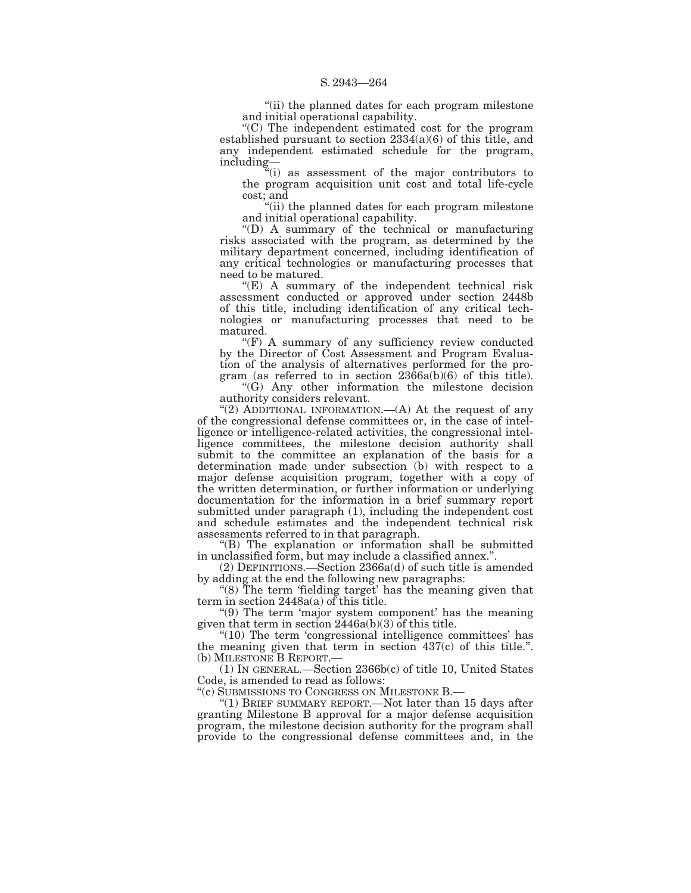“(ii) the planned dates for each program milestone and initial operational capability.

“(C) The independent estimated cost for the program established pursuant to section 2334(a)(6) of this title, and any independent estimated schedule for the program, including—

“(i) as assessment of the major contributors to the program acquisition unit cost and total life-cycle cost; and

“(ii) the planned dates for each program milestone and initial operational capability.

“(D) A summary of the technical or manufacturing risks associated with the program, as determined by the military department concerned, including identification of any critical technologies or manufacturing processes that need to be matured.

“(E) A summary of the independent technical risk assessment conducted or approved under section 2448b of this title, including identification of any critical technologies or manufacturing processes that need to be matured.

“(F) A summary of any sufficiency review conducted by the Director of Cost Assessment and Program Evaluation of the analysis of alternatives performed for the program (as referred to in section 2366a(b)(6) of this title).

“(G) Any other information the milestone decision authority considers relevant.

“(2) ADDITIONAL INFORMATION.—(A) At the request of any of the congressional defense committees or, in the case of intelligence or intelligence-related activities, the congressional intelligence committees, the milestone decision authority shall submit to the committee an explanation of the basis for a determination made under subsection (b) with respect to a major defense acquisition program, together with a copy of the written determination, or further information or underlying documentation for the information in a brief summary report submitted under paragraph (1), including the independent cost and schedule estimates and the independent technical risk assessments referred to in that paragraph.

“(B) The explanation or information shall be submitted in unclassified form, but may include a classified annex.”.

(2) DEFINITIONS.—Section 2366a(d) of such title is amended by adding at the end the following new paragraphs:

“(8) The term ‘fielding target’ has the meaning given that term in section 2448a(a) of this title.

“(9) The term ‘major system component’ has the meaning given that term in section 2446a(b)(3) of this title.

“(10) The term ‘congressional intelligence committees’ has the meaning given that term in section 437(c) of this title.”.

(b) MILESTONE B REPORT.—

(1) IN GENERAL.—Section 2366b(c) of title 10, United States Code, is amended to read as follows:

“(c) SUBMISSIONS TO CONGRESS ON MILESTONE B.—

“(1) BRIEF SUMMARY REPORT.—Not later than 15 days after granting Milestone B approval for a major defense acquisition program, the milestone decision authority for the program shall provide to the congressional defense committees and, in the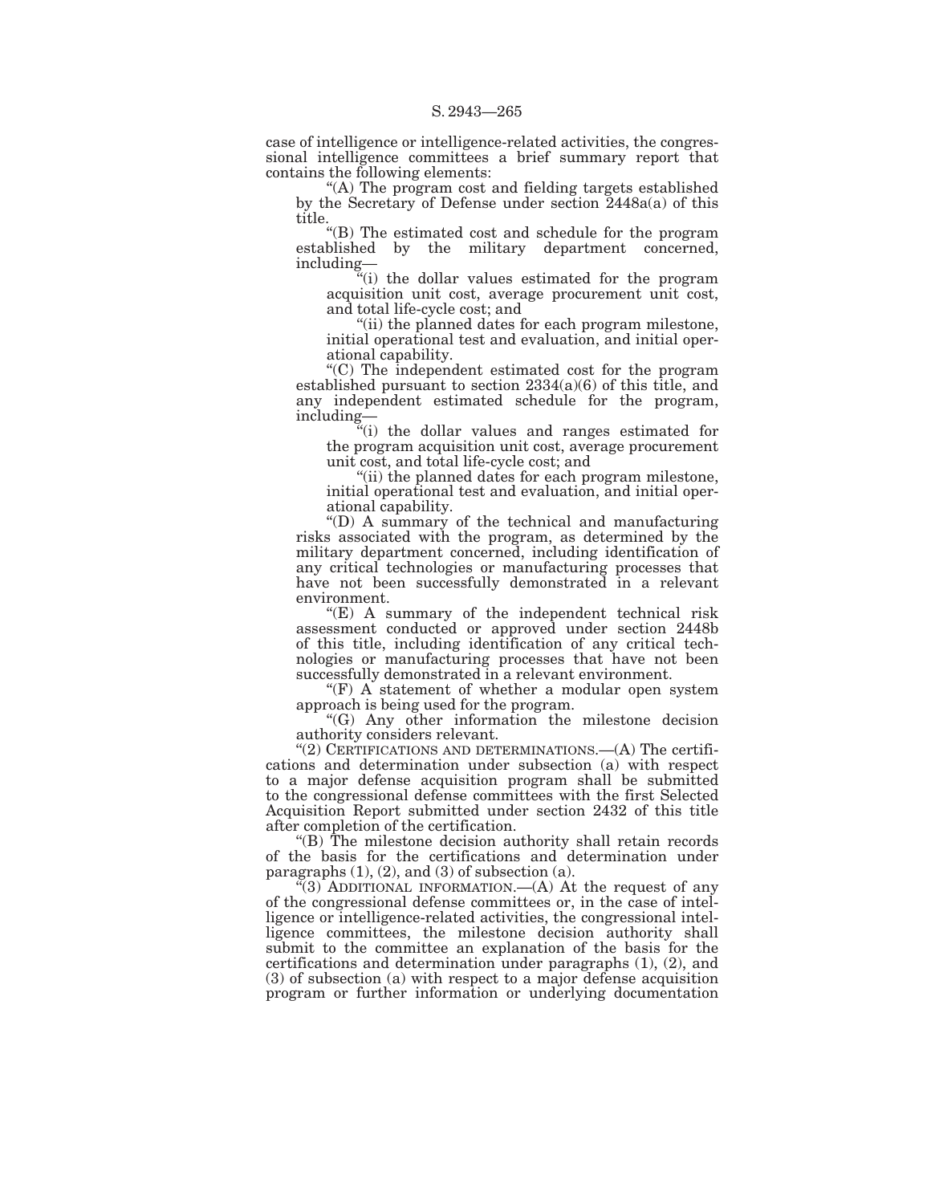case of intelligence or intelligence-related activities, the congressional intelligence committees a brief summary report that contains the following elements:

"(A) The program cost and fielding targets established by the Secretary of Defense under section 2448a(a) of this title.

"(B) The estimated cost and schedule for the program established by the military department concerned, including—

"(i) the dollar values estimated for the program acquisition unit cost, average procurement unit cost, and total life-cycle cost; and

"(ii) the planned dates for each program milestone, initial operational test and evaluation, and initial operational capability.

"(C) The independent estimated cost for the program established pursuant to section 2334(a)(6) of this title, and any independent estimated schedule for the program, including—

"(i) the dollar values and ranges estimated for the program acquisition unit cost, average procurement unit cost, and total life-cycle cost; and

"(ii) the planned dates for each program milestone, initial operational test and evaluation, and initial operational capability.

"(D) A summary of the technical and manufacturing risks associated with the program, as determined by the military department concerned, including identification of any critical technologies or manufacturing processes that have not been successfully demonstrated in a relevant environment.

"(E) A summary of the independent technical risk assessment conducted or approved under section 2448b of this title, including identification of any critical technologies or manufacturing processes that have not been successfully demonstrated in a relevant environment.

"(F) A statement of whether a modular open system approach is being used for the program.

"(G) Any other information the milestone decision authority considers relevant.

"(2) CERTIFICATIONS AND DETERMINATIONS.—(A) The certifications and determination under subsection (a) with respect to a major defense acquisition program shall be submitted to the congressional defense committees with the first Selected Acquisition Report submitted under section 2432 of this title after completion of the certification.

"(B) The milestone decision authority shall retain records of the basis for the certifications and determination under paragraphs (1), (2), and (3) of subsection (a).

"(3) ADDITIONAL INFORMATION.—(A) At the request of any of the congressional defense committees or, in the case of intelligence or intelligence-related activities, the congressional intelligence committees, the milestone decision authority shall submit to the committee an explanation of the basis for the certifications and determination under paragraphs (1), (2), and (3) of subsection (a) with respect to a major defense acquisition program or further information or underlying documentation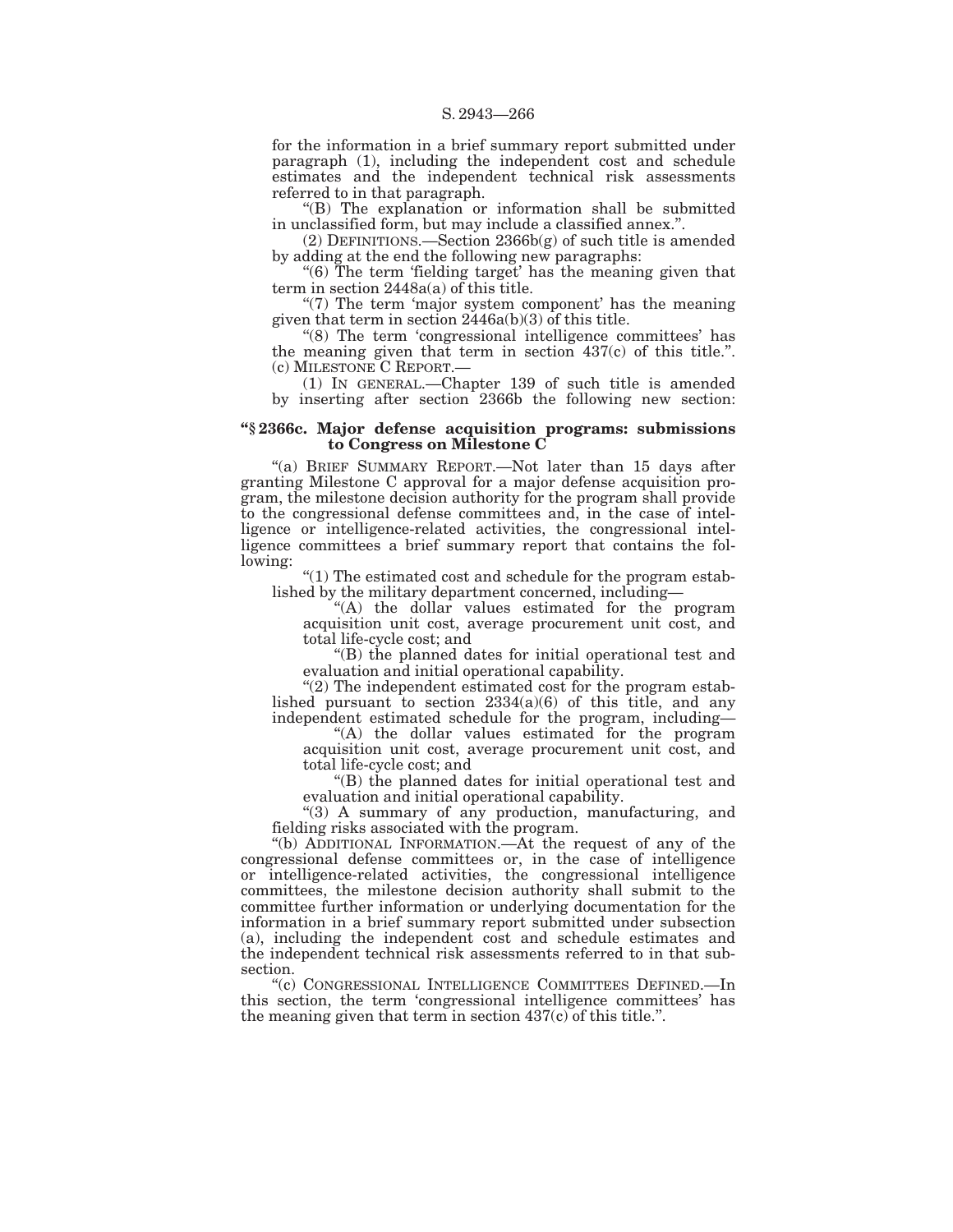for the information in a brief summary report submitted under paragraph (1), including the independent cost and schedule estimates and the independent technical risk assessments referred to in that paragraph.

"(B) The explanation or information shall be submitted in unclassified form, but may include a classified annex.".

(2) DEFINITIONS.—Section 2366b(g) of such title is amended by adding at the end the following new paragraphs:

"(6) The term 'fielding target' has the meaning given that term in section 2448a(a) of this title.

"(7) The term 'major system component' has the meaning given that term in section 2446a(b)(3) of this title.

"(8) The term 'congressional intelligence committees' has the meaning given that term in section 437(c) of this title.".

(c) MILESTONE C REPORT.—

(1) IN GENERAL.—Chapter 139 of such title is amended by inserting after section 2366b the following new section:

**"§ 2366c. Major defense acquisition programs: submissions to Congress on Milestone C**

"(a) BRIEF SUMMARY REPORT.—Not later than 15 days after granting Milestone C approval for a major defense acquisition program, the milestone decision authority for the program shall provide to the congressional defense committees and, in the case of intelligence or intelligence-related activities, the congressional intelligence committees a brief summary report that contains the following:

"(1) The estimated cost and schedule for the program established by the military department concerned, including—

"(A) the dollar values estimated for the program acquisition unit cost, average procurement unit cost, and total life-cycle cost; and

"(B) the planned dates for initial operational test and evaluation and initial operational capability.

"(2) The independent estimated cost for the program established pursuant to section 2334(a)(6) of this title, and any independent estimated schedule for the program, including—

"(A) the dollar values estimated for the program acquisition unit cost, average procurement unit cost, and total life-cycle cost; and

"(B) the planned dates for initial operational test and evaluation and initial operational capability.

"(3) A summary of any production, manufacturing, and fielding risks associated with the program.

"(b) ADDITIONAL INFORMATION.—At the request of any of the congressional defense committees or, in the case of intelligence or intelligence-related activities, the congressional intelligence committees, the milestone decision authority shall submit to the committee further information or underlying documentation for the information in a brief summary report submitted under subsection (a), including the independent cost and schedule estimates and the independent technical risk assessments referred to in that subsection.

"(c) CONGRESSIONAL INTELLIGENCE COMMITTEES DEFINED.—In this section, the term 'congressional intelligence committees' has the meaning given that term in section 437(c) of this title.".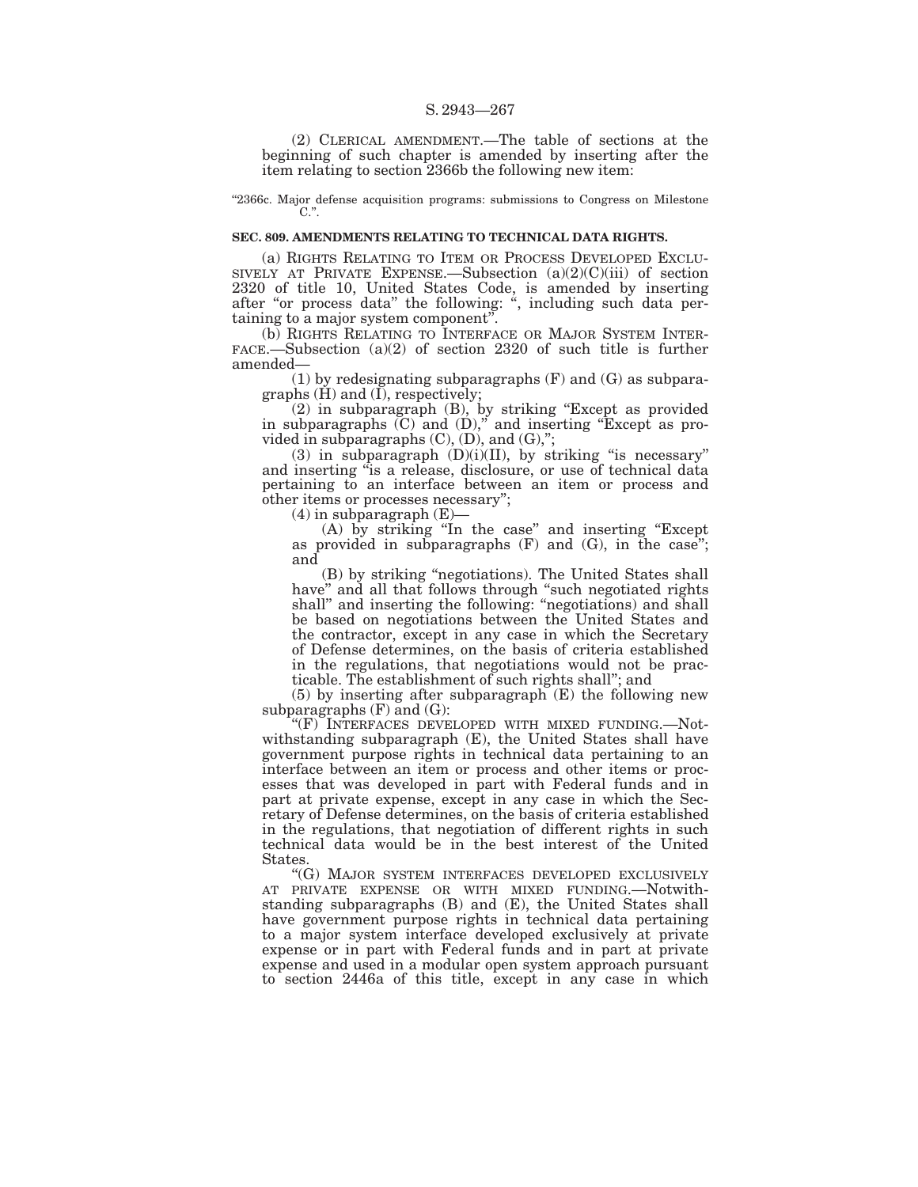(2) CLERICAL AMENDMENT.—The table of sections at the beginning of such chapter is amended by inserting after the item relating to section 2366b the following new item:

"2366c. Major defense acquisition programs: submissions to Congress on Milestone C.".

**SEC. 809. AMENDMENTS RELATING TO TECHNICAL DATA RIGHTS.**

(a) RIGHTS RELATING TO ITEM OR PROCESS DEVELOPED EXCLUSIVELY AT PRIVATE EXPENSE.—Subsection (a)(2)(C)(iii) of section 2320 of title 10, United States Code, is amended by inserting after "or process data" the following: ", including such data pertaining to a major system component".

(b) RIGHTS RELATING TO INTERFACE OR MAJOR SYSTEM INTERFACE.—Subsection (a)(2) of section 2320 of such title is further amended—

(1) by redesignating subparagraphs (F) and (G) as subparagraphs (H) and (I), respectively;

(2) in subparagraph (B), by striking "Except as provided in subparagraphs (C) and (D)," and inserting "Except as provided in subparagraphs (C), (D), and (G),";

(3) in subparagraph (D)(i)(II), by striking "is necessary" and inserting "is a release, disclosure, or use of technical data pertaining to an interface between an item or process and other items or processes necessary";

(4) in subparagraph (E)—

(A) by striking "In the case" and inserting "Except as provided in subparagraphs (F) and (G), in the case"; and

(B) by striking "negotiations). The United States shall have" and all that follows through "such negotiated rights shall" and inserting the following: "negotiations) and shall be based on negotiations between the United States and the contractor, except in any case in which the Secretary of Defense determines, on the basis of criteria established in the regulations, that negotiations would not be practicable. The establishment of such rights shall"; and

(5) by inserting after subparagraph (E) the following new subparagraphs (F) and (G):

"(F) INTERFACES DEVELOPED WITH MIXED FUNDING.—Notwithstanding subparagraph (E), the United States shall have government purpose rights in technical data pertaining to an interface between an item or process and other items or processes that was developed in part with Federal funds and in part at private expense, except in any case in which the Secretary of Defense determines, on the basis of criteria established in the regulations, that negotiation of different rights in such technical data would be in the best interest of the United States.

"(G) MAJOR SYSTEM INTERFACES DEVELOPED EXCLUSIVELY AT PRIVATE EXPENSE OR WITH MIXED FUNDING.—Notwithstanding subparagraphs (B) and (E), the United States shall have government purpose rights in technical data pertaining to a major system interface developed exclusively at private expense or in part with Federal funds and in part at private expense and used in a modular open system approach pursuant to section 2446a of this title, except in any case in which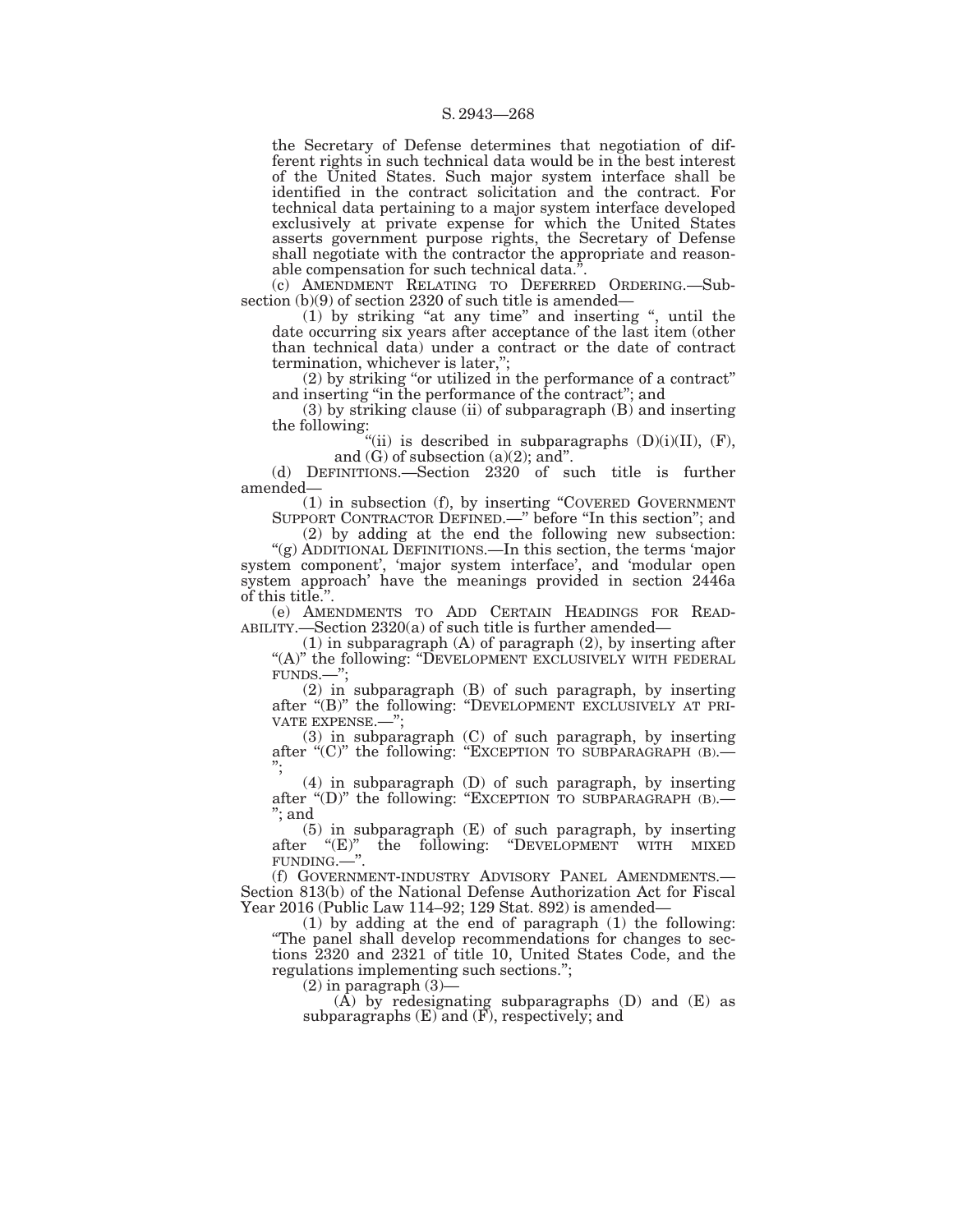the Secretary of Defense determines that negotiation of different rights in such technical data would be in the best interest of the United States. Such major system interface shall be identified in the contract solicitation and the contract. For technical data pertaining to a major system interface developed exclusively at private expense for which the United States asserts government purpose rights, the Secretary of Defense shall negotiate with the contractor the appropriate and reasonable compensation for such technical data.''.

(c) AMENDMENT RELATING TO DEFERRED ORDERING.—Subsection (b)(9) of section 2320 of such title is amended—

(1) by striking ''at any time'' and inserting '', until the date occurring six years after acceptance of the last item (other than technical data) under a contract or the date of contract termination, whichever is later,'';

(2) by striking ''or utilized in the performance of a contract'' and inserting ''in the performance of the contract''; and

(3) by striking clause (ii) of subparagraph (B) and inserting the following:

''(ii) is described in subparagraphs (D)(i)(II), (F), and (G) of subsection (a)(2); and''.

(d) DEFINITIONS.—Section 2320 of such title is further amended—

(1) in subsection (f), by inserting ''COVERED GOVERNMENT SUPPORT CONTRACTOR DEFINED.—'' before ''In this section''; and

(2) by adding at the end the following new subsection:

''(g) ADDITIONAL DEFINITIONS.—In this section, the terms 'major system component', 'major system interface', and 'modular open system approach' have the meanings provided in section 2446a of this title.''.

(e) AMENDMENTS TO ADD CERTAIN HEADINGS FOR READABILITY.—Section 2320(a) of such title is further amended—

(1) in subparagraph (A) of paragraph (2), by inserting after ''(A)'' the following: ''DEVELOPMENT EXCLUSIVELY WITH FEDERAL FUNDS.—'';

(2) in subparagraph (B) of such paragraph, by inserting after ''(B)'' the following: ''DEVELOPMENT EXCLUSIVELY AT PRIVATE EXPENSE.—'';

(3) in subparagraph (C) of such paragraph, by inserting after ''(C)'' the following: ''EXCEPTION TO SUBPARAGRAPH (B).—'';

(4) in subparagraph (D) of such paragraph, by inserting after ''(D)'' the following: ''EXCEPTION TO SUBPARAGRAPH (B).—''; and

(5) in subparagraph (E) of such paragraph, by inserting after ''(E)'' the following: ''DEVELOPMENT WITH MIXED FUNDING.—''.

(f) GOVERNMENT-INDUSTRY ADVISORY PANEL AMENDMENTS.—Section 813(b) of the National Defense Authorization Act for Fiscal Year 2016 (Public Law 114–92; 129 Stat. 892) is amended—

(1) by adding at the end of paragraph (1) the following: ''The panel shall develop recommendations for changes to sections 2320 and 2321 of title 10, United States Code, and the regulations implementing such sections.'';

(2) in paragraph (3)—

(A) by redesignating subparagraphs (D) and (E) as subparagraphs (E) and (F), respectively; and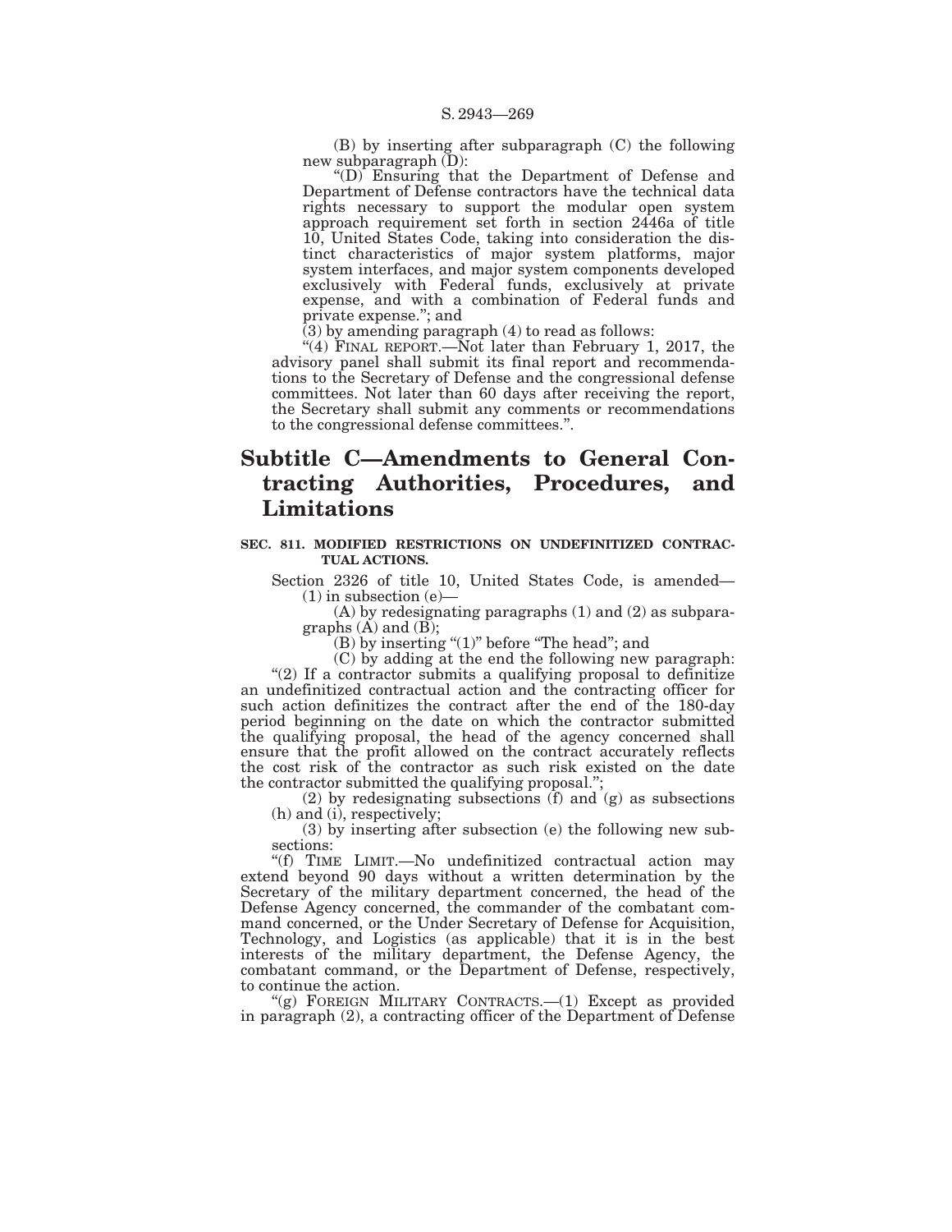(B) by inserting after subparagraph (C) the following new subparagraph (D):

"(D) Ensuring that the Department of Defense and Department of Defense contractors have the technical data rights necessary to support the modular open system approach requirement set forth in section 2446a of title 10, United States Code, taking into consideration the distinct characteristics of major system platforms, major system interfaces, and major system components developed exclusively with Federal funds, exclusively at private expense, and with a combination of Federal funds and private expense."; and

(3) by amending paragraph (4) to read as follows:

"(4) FINAL REPORT.—Not later than February 1, 2017, the advisory panel shall submit its final report and recommendations to the Secretary of Defense and the congressional defense committees. Not later than 60 days after receiving the report, the Secretary shall submit any comments or recommendations to the congressional defense committees.".

# Subtitle C—Amendments to General Contracting Authorities, Procedures, and Limitations

**SEC. 811. MODIFIED RESTRICTIONS ON UNDEFINITIZED CONTRACTUAL ACTIONS.**

Section 2326 of title 10, United States Code, is amended—

(1) in subsection (e)—

(A) by redesignating paragraphs (1) and (2) as subparagraphs (A) and (B);

(B) by inserting "(1)" before "The head"; and

(C) by adding at the end the following new paragraph:

"(2) If a contractor submits a qualifying proposal to definitize an undefinitized contractual action and the contracting officer for such action definitizes the contract after the end of the 180-day period beginning on the date on which the contractor submitted the qualifying proposal, the head of the agency concerned shall ensure that the profit allowed on the contract accurately reflects the cost risk of the contractor as such risk existed on the date the contractor submitted the qualifying proposal.";

(2) by redesignating subsections (f) and (g) as subsections (h) and (i), respectively;

(3) by inserting after subsection (e) the following new subsections:

"(f) TIME LIMIT.—No undefinitized contractual action may extend beyond 90 days without a written determination by the Secretary of the military department concerned, the head of the Defense Agency concerned, the commander of the combatant command concerned, or the Under Secretary of Defense for Acquisition, Technology, and Logistics (as applicable) that it is in the best interests of the military department, the Defense Agency, the combatant command, or the Department of Defense, respectively, to continue the action.

"(g) FOREIGN MILITARY CONTRACTS.—(1) Except as provided in paragraph (2), a contracting officer of the Department of Defense